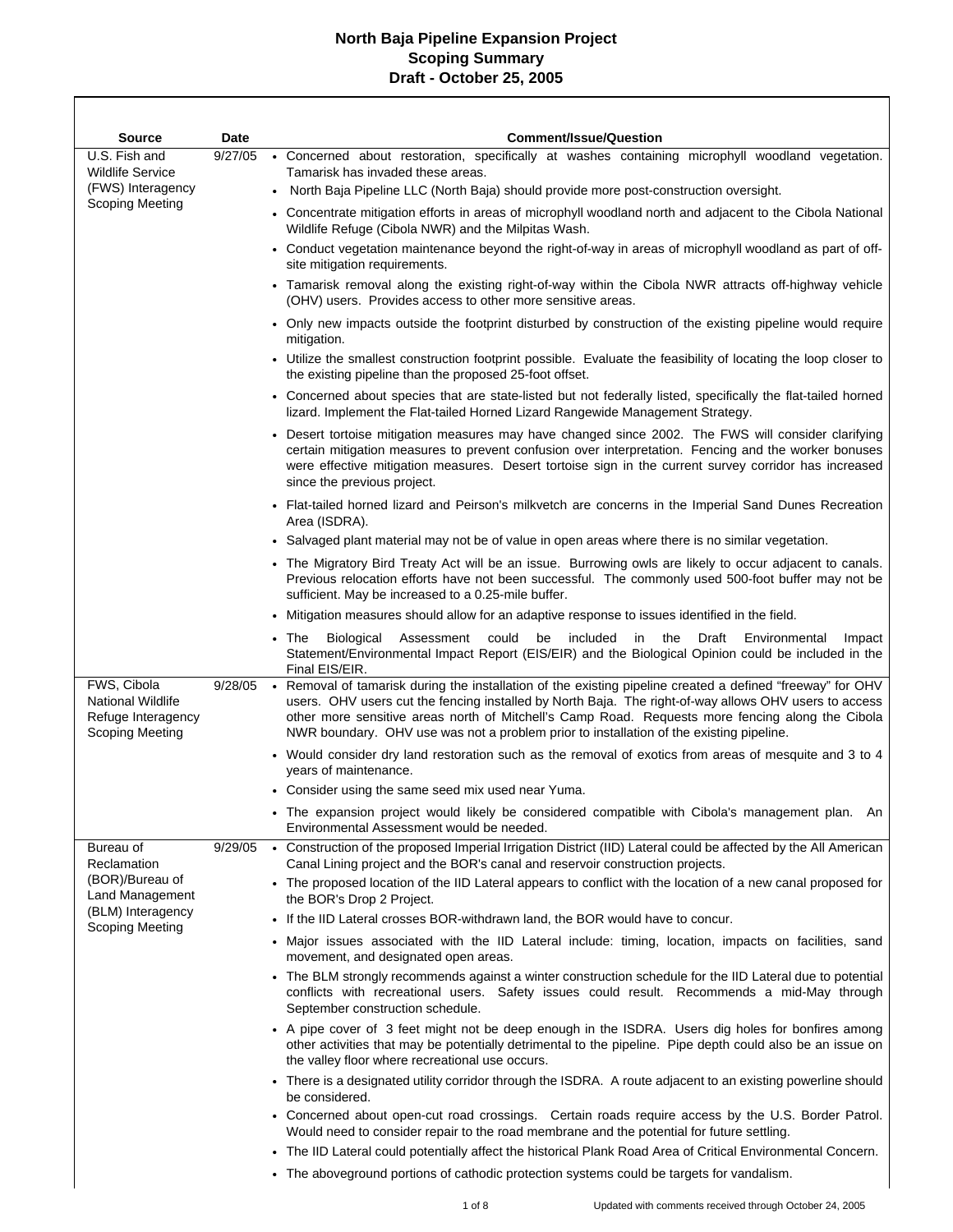# North Baja Pipeline Expansion Project
## Scoping Summary
### Draft - October 25, 2005

| Source | Date | Comment/Issue/Question |
|---|---|---|
| U.S. Fish and Wildlife Service (FWS) Interagency Scoping Meeting | 9/27/05 | • Concerned about restoration, specifically at washes containing microphyll woodland vegetation. Tamarisk has invaded these areas.<br>• North Baja Pipeline LLC (North Baja) should provide more post-construction oversight.<br>• Concentrate mitigation efforts in areas of microphyll woodland north and adjacent to the Cibola National Wildlife Refuge (Cibola NWR) and the Milpitas Wash.<br>• Conduct vegetation maintenance beyond the right-of-way in areas of microphyll woodland as part of off-site mitigation requirements.<br>• Tamarisk removal along the existing right-of-way within the Cibola NWR attracts off-highway vehicle (OHV) users. Provides access to other more sensitive areas.<br>• Only new impacts outside the footprint disturbed by construction of the existing pipeline would require mitigation.<br>• Utilize the smallest construction footprint possible. Evaluate the feasibility of locating the loop closer to the existing pipeline than the proposed 25-foot offset.<br>• Concerned about species that are state-listed but not federally listed, specifically the flat-tailed horned lizard. Implement the Flat-tailed Horned Lizard Rangewide Management Strategy.<br>• Desert tortoise mitigation measures may have changed since 2002. The FWS will consider clarifying certain mitigation measures to prevent confusion over interpretation. Fencing and the worker bonuses were effective mitigation measures. Desert tortoise sign in the current survey corridor has increased since the previous project.<br>• Flat-tailed horned lizard and Peirson's milkvetch are concerns in the Imperial Sand Dunes Recreation Area (ISDRA).<br>• Salvaged plant material may not be of value in open areas where there is no similar vegetation.<br>• The Migratory Bird Treaty Act will be an issue. Burrowing owls are likely to occur adjacent to canals. Previous relocation efforts have not been successful. The commonly used 500-foot buffer may not be sufficient. May be increased to a 0.25-mile buffer.<br>• Mitigation measures should allow for an adaptive response to issues identified in the field.<br>• The Biological Assessment could be included in the Draft Environmental Impact Statement/Environmental Impact Report (EIS/EIR) and the Biological Opinion could be included in the Final EIS/EIR. |
| FWS, Cibola National Wildlife Refuge Interagency Scoping Meeting | 9/28/05 | • Removal of tamarisk during the installation of the existing pipeline created a defined "freeway" for OHV users. OHV users cut the fencing installed by North Baja. The right-of-way allows OHV users to access other more sensitive areas north of Mitchell's Camp Road. Requests more fencing along the Cibola NWR boundary. OHV use was not a problem prior to installation of the existing pipeline.<br>• Would consider dry land restoration such as the removal of exotics from areas of mesquite and 3 to 4 years of maintenance.<br>• Consider using the same seed mix used near Yuma.<br>• The expansion project would likely be considered compatible with Cibola's management plan. An Environmental Assessment would be needed. |
| Bureau of Reclamation (BOR)/Bureau of Land Management (BLM) Interagency Scoping Meeting | 9/29/05 | • Construction of the proposed Imperial Irrigation District (IID) Lateral could be affected by the All American Canal Lining project and the BOR's canal and reservoir construction projects.<br>• The proposed location of the IID Lateral appears to conflict with the location of a new canal proposed for the BOR's Drop 2 Project.<br>• If the IID Lateral crosses BOR-withdrawn land, the BOR would have to concur.<br>• Major issues associated with the IID Lateral include: timing, location, impacts on facilities, sand movement, and designated open areas.<br>• The BLM strongly recommends against a winter construction schedule for the IID Lateral due to potential conflicts with recreational users. Safety issues could result. Recommends a mid-May through September construction schedule.<br>• A pipe cover of 3 feet might not be deep enough in the ISDRA. Users dig holes for bonfires among other activities that may be potentially detrimental to the pipeline. Pipe depth could also be an issue on the valley floor where recreational use occurs.<br>• There is a designated utility corridor through the ISDRA. A route adjacent to an existing powerline should be considered.<br>• Concerned about open-cut road crossings. Certain roads require access by the U.S. Border Patrol. Would need to consider repair to the road membrane and the potential for future settling.<br>• The IID Lateral could potentially affect the historical Plank Road Area of Critical Environmental Concern.<br>• The aboveground portions of cathodic protection systems could be targets for vandalism. |

Updated with comments received through October 24, 2005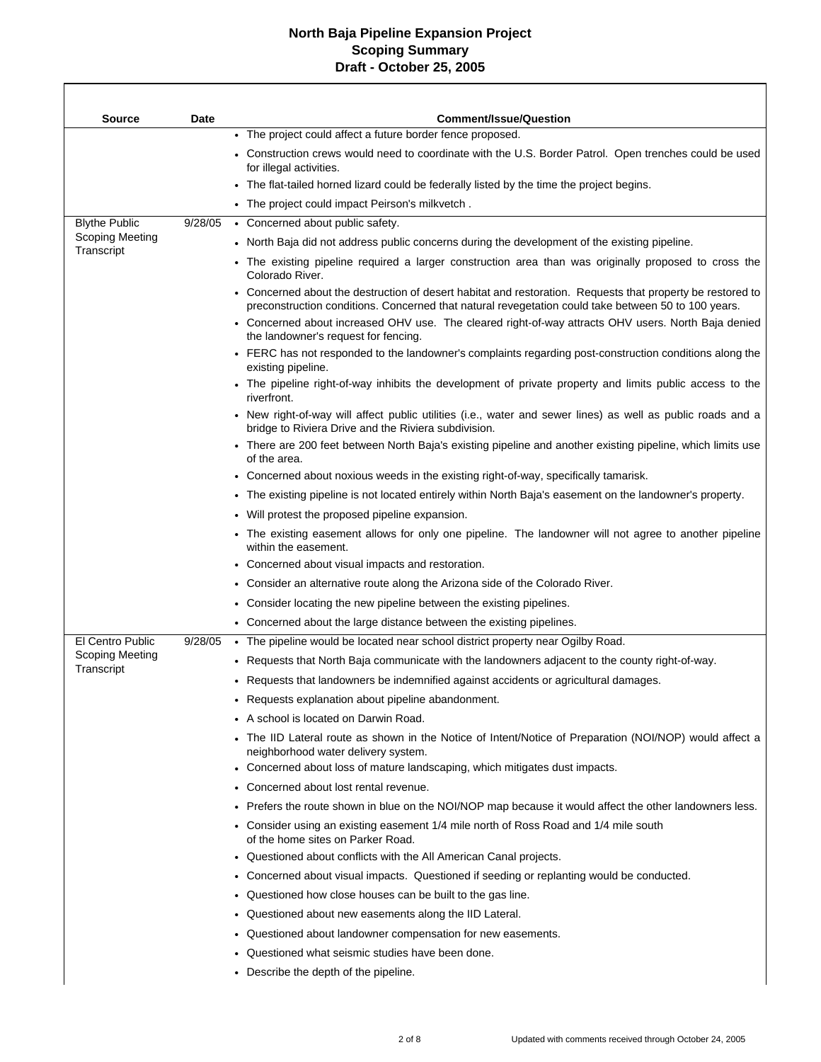# North Baja Pipeline Expansion Project
## Scoping Summary
### Draft - October 25, 2005

| Source | Date | Comment/Issue/Question |
|---|---|---|
| | | • The project could affect a future border fence proposed.<br>• Construction crews would need to coordinate with the U.S. Border Patrol. Open trenches could be used for illegal activities.<br>• The flat-tailed horned lizard could be federally listed by the time the project begins.<br>• The project could impact Peirson's milkvetch . |
| Blythe Public Scoping Meeting Transcript | 9/28/05 | • Concerned about public safety.<br>• North Baja did not address public concerns during the development of the existing pipeline.<br>• The existing pipeline required a larger construction area than was originally proposed to cross the Colorado River.<br>• Concerned about the destruction of desert habitat and restoration. Requests that property be restored to preconstruction conditions. Concerned that natural revegetation could take between 50 to 100 years.<br>• Concerned about increased OHV use. The cleared right-of-way attracts OHV users. North Baja denied the landowner's request for fencing.<br>• FERC has not responded to the landowner's complaints regarding post-construction conditions along the existing pipeline.<br>• The pipeline right-of-way inhibits the development of private property and limits public access to the riverfront.<br>• New right-of-way will affect public utilities (i.e., water and sewer lines) as well as public roads and a bridge to Riviera Drive and the Riviera subdivision.<br>• There are 200 feet between North Baja's existing pipeline and another existing pipeline, which limits use of the area.<br>• Concerned about noxious weeds in the existing right-of-way, specifically tamarisk.<br>• The existing pipeline is not located entirely within North Baja's easement on the landowner's property.<br>• Will protest the proposed pipeline expansion.<br>• The existing easement allows for only one pipeline. The landowner will not agree to another pipeline within the easement.<br>• Concerned about visual impacts and restoration.<br>• Consider an alternative route along the Arizona side of the Colorado River.<br>• Consider locating the new pipeline between the existing pipelines.<br>• Concerned about the large distance between the existing pipelines. |
| El Centro Public Scoping Meeting Transcript | 9/28/05 | • The pipeline would be located near school district property near Ogilby Road.<br>• Requests that North Baja communicate with the landowners adjacent to the county right-of-way.<br>• Requests that landowners be indemnified against accidents or agricultural damages.<br>• Requests explanation about pipeline abandonment.<br>• A school is located on Darwin Road.<br>• The IID Lateral route as shown in the Notice of Intent/Notice of Preparation (NOI/NOP) would affect a neighborhood water delivery system.<br>• Concerned about loss of mature landscaping, which mitigates dust impacts.<br>• Concerned about lost rental revenue.<br>• Prefers the route shown in blue on the NOI/NOP map because it would affect the other landowners less.<br>• Consider using an existing easement 1/4 mile north of Ross Road and 1/4 mile south of the home sites on Parker Road.<br>• Questioned about conflicts with the All American Canal projects.<br>• Concerned about visual impacts. Questioned if seeding or replanting would be conducted.<br>• Questioned how close houses can be built to the gas line.<br>• Questioned about new easements along the IID Lateral.<br>• Questioned about landowner compensation for new easements.<br>• Questioned what seismic studies have been done.<br>• Describe the depth of the pipeline. |

Updated with comments received through October 24, 2005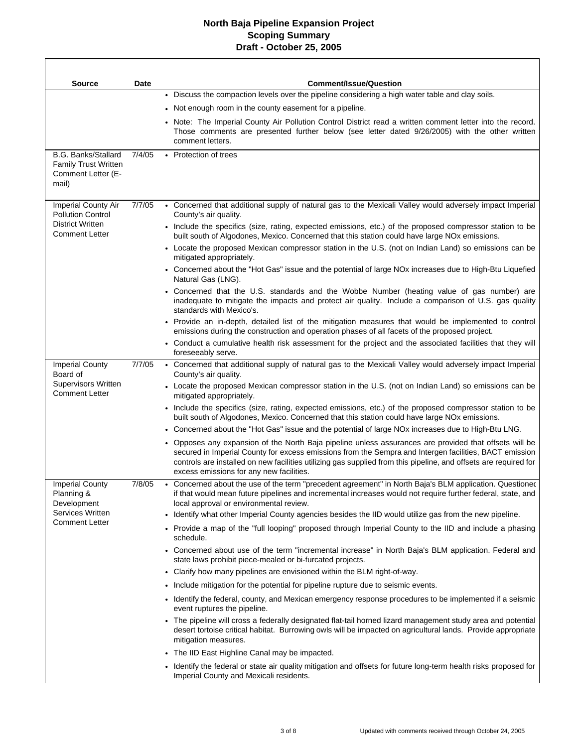# North Baja Pipeline Expansion Project
## Scoping Summary
### Draft - October 25, 2005

| Source | Date | Comment/Issue/Question |
|---|---|---|
| | | • Discuss the compaction levels over the pipeline considering a high water table and clay soils.<br>• Not enough room in the county easement for a pipeline.<br>• Note: The Imperial County Air Pollution Control District read a written comment letter into the record. Those comments are presented further below (see letter dated 9/26/2005) with the other written comment letters. |
| B.G. Banks/Stallard Family Trust Written Comment Letter (E-mail) | 7/4/05 | • Protection of trees |
| Imperial County Air Pollution Control District Written Comment Letter | 7/7/05 | • Concerned that additional supply of natural gas to the Mexicali Valley would adversely impact Imperial County's air quality.<br>• Include the specifics (size, rating, expected emissions, etc.) of the proposed compressor station to be built south of Algodones, Mexico. Concerned that this station could have large NOx emissions.<br>• Locate the proposed Mexican compressor station in the U.S. (not on Indian Land) so emissions can be mitigated appropriately.<br>• Concerned about the "Hot Gas" issue and the potential of large NOx increases due to High-Btu Liquefied Natural Gas (LNG).<br>• Concerned that the U.S. standards and the Wobbe Number (heating value of gas number) are inadequate to mitigate the impacts and protect air quality. Include a comparison of U.S. gas quality standards with Mexico's.<br>• Provide an in-depth, detailed list of the mitigation measures that would be implemented to control emissions during the construction and operation phases of all facets of the proposed project.<br>• Conduct a cumulative health risk assessment for the project and the associated facilities that they will foreseeably serve. |
| Imperial County Board of Supervisors Written Comment Letter | 7/7/05 | • Concerned that additional supply of natural gas to the Mexicali Valley would adversely impact Imperial County's air quality.<br>• Locate the proposed Mexican compressor station in the U.S. (not on Indian Land) so emissions can be mitigated appropriately.<br>• Include the specifics (size, rating, expected emissions, etc.) of the proposed compressor station to be built south of Algodones, Mexico. Concerned that this station could have large NOx emissions.<br>• Concerned about the "Hot Gas" issue and the potential of large NOx increases due to High-Btu LNG.<br>• Opposes any expansion of the North Baja pipeline unless assurances are provided that offsets will be secured in Imperial County for excess emissions from the Sempra and Intergen facilities, BACT emission controls are installed on new facilities utilizing gas supplied from this pipeline, and offsets are required for excess emissions for any new facilities. |
| Imperial County Planning & Development Services Written Comment Letter | 7/8/05 | • Concerned about the use of the term "precedent agreement" in North Baja's BLM application. Questioned if that would mean future pipelines and incremental increases would not require further federal, state, and local approval or environmental review.<br>• Identify what other Imperial County agencies besides the IID would utilize gas from the new pipeline.<br>• Provide a map of the "full looping" proposed through Imperial County to the IID and include a phasing schedule.<br>• Concerned about use of the term "incremental increase" in North Baja's BLM application. Federal and state laws prohibit piece-mealed or bi-furcated projects.<br>• Clarify how many pipelines are envisioned within the BLM right-of-way.<br>• Include mitigation for the potential for pipeline rupture due to seismic events.<br>• Identify the federal, county, and Mexican emergency response procedures to be implemented if a seismic event ruptures the pipeline.<br>• The pipeline will cross a federally designated flat-tail horned lizard management study area and potential desert tortoise critical habitat. Burrowing owls will be impacted on agricultural lands. Provide appropriate mitigation measures.<br>• The IID East Highline Canal may be impacted.<br>• Identify the federal or state air quality mitigation and offsets for future long-term health risks proposed for Imperial County and Mexicali residents. |

Updated with comments received through October 24, 2005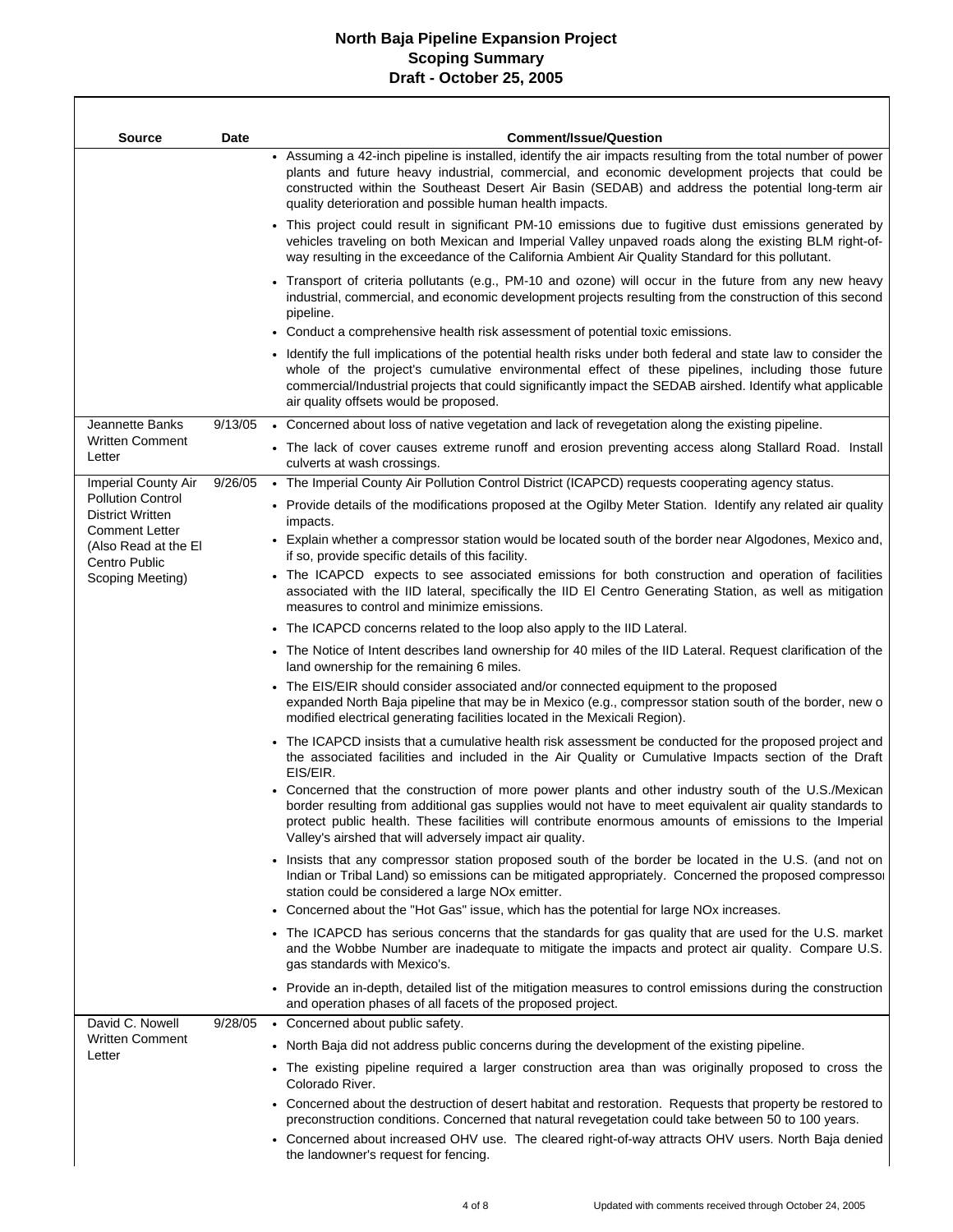# North Baja Pipeline Expansion Project
## Scoping Summary
### Draft - October 25, 2005

| Source | Date | Comment/Issue/Question |
|---|---|---|
| | | • Assuming a 42-inch pipeline is installed, identify the air impacts resulting from the total number of power plants and future heavy industrial, commercial, and economic development projects that could be constructed within the Southeast Desert Air Basin (SEDAB) and address the potential long-term air quality deterioration and possible human health impacts.<br>• This project could result in significant PM-10 emissions due to fugitive dust emissions generated by vehicles traveling on both Mexican and Imperial Valley unpaved roads along the existing BLM right-of-way resulting in the exceedance of the California Ambient Air Quality Standard for this pollutant.<br>• Transport of criteria pollutants (e.g., PM-10 and ozone) will occur in the future from any new heavy industrial, commercial, and economic development projects resulting from the construction of this second pipeline.<br>• Conduct a comprehensive health risk assessment of potential toxic emissions.<br>• Identify the full implications of the potential health risks under both federal and state law to consider the whole of the project's cumulative environmental effect of these pipelines, including those future commercial/Industrial projects that could significantly impact the SEDAB airshed. Identify what applicable air quality offsets would be proposed. |
| Jeannette Banks Written Comment Letter | 9/13/05 | • Concerned about loss of native vegetation and lack of revegetation along the existing pipeline.<br>• The lack of cover causes extreme runoff and erosion preventing access along Stallard Road. Install culverts at wash crossings. |
| Imperial County Air Pollution Control District Written Comment Letter (Also Read at the El Centro Public Scoping Meeting) | 9/26/05 | • The Imperial County Air Pollution Control District (ICAPCD) requests cooperating agency status.<br>• Provide details of the modifications proposed at the Ogilby Meter Station. Identify any related air quality impacts.<br>• Explain whether a compressor station would be located south of the border near Algodones, Mexico and, if so, provide specific details of this facility.<br>• The ICAPCD expects to see associated emissions for both construction and operation of facilities associated with the IID lateral, specifically the IID El Centro Generating Station, as well as mitigation measures to control and minimize emissions.<br>• The ICAPCD concerns related to the loop also apply to the IID Lateral.<br>• The Notice of Intent describes land ownership for 40 miles of the IID Lateral. Request clarification of the land ownership for the remaining 6 miles.<br>• The EIS/EIR should consider associated and/or connected equipment to the proposed expanded North Baja pipeline that may be in Mexico (e.g., compressor station south of the border, new o modified electrical generating facilities located in the Mexicali Region).<br>• The ICAPCD insists that a cumulative health risk assessment be conducted for the proposed project and the associated facilities and included in the Air Quality or Cumulative Impacts section of the Draft EIS/EIR.<br>• Concerned that the construction of more power plants and other industry south of the U.S./Mexican border resulting from additional gas supplies would not have to meet equivalent air quality standards to protect public health. These facilities will contribute enormous amounts of emissions to the Imperial Valley's airshed that will adversely impact air quality.<br>• Insists that any compressor station proposed south of the border be located in the U.S. (and not on Indian or Tribal Land) so emissions can be mitigated appropriately. Concerned the proposed compressor station could be considered a large NOx emitter.<br>• Concerned about the "Hot Gas" issue, which has the potential for large NOx increases.<br>• The ICAPCD has serious concerns that the standards for gas quality that are used for the U.S. market and the Wobbe Number are inadequate to mitigate the impacts and protect air quality. Compare U.S. gas standards with Mexico's.<br>• Provide an in-depth, detailed list of the mitigation measures to control emissions during the construction and operation phases of all facets of the proposed project. |
| David C. Nowell Written Comment Letter | 9/28/05 | • Concerned about public safety.<br>• North Baja did not address public concerns during the development of the existing pipeline.<br>• The existing pipeline required a larger construction area than was originally proposed to cross the Colorado River.<br>• Concerned about the destruction of desert habitat and restoration. Requests that property be restored to preconstruction conditions. Concerned that natural revegetation could take between 50 to 100 years.<br>• Concerned about increased OHV use. The cleared right-of-way attracts OHV users. North Baja denied the landowner's request for fencing. |

Updated with comments received through October 24, 2005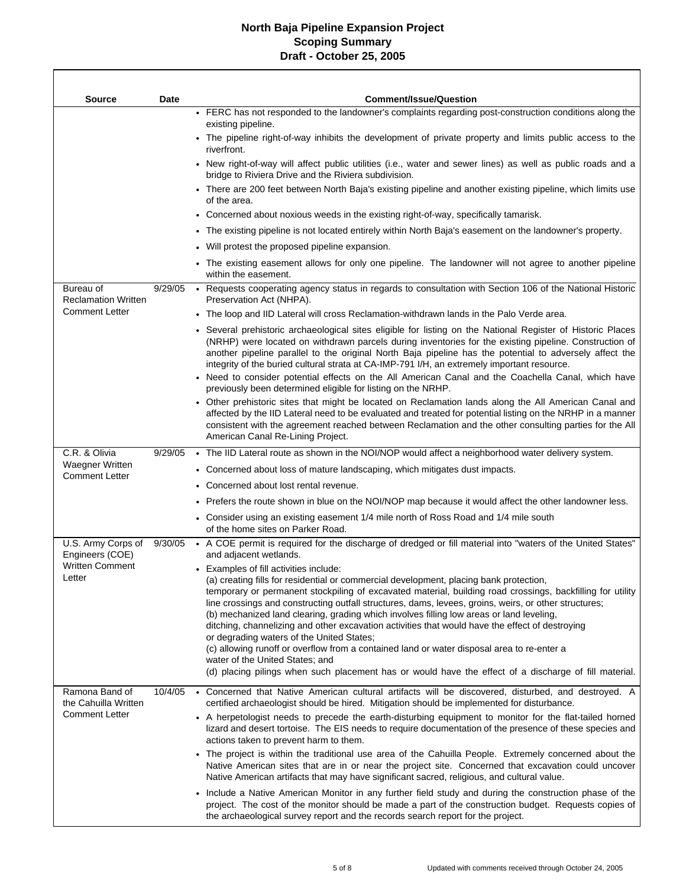# North Baja Pipeline Expansion Project
## Scoping Summary
## Draft - October 25, 2005

| Source | Date | Comment/Issue/Question |
|---|---|---|
| | | • FERC has not responded to the landowner's complaints regarding post-construction conditions along the existing pipeline.<br>• The pipeline right-of-way inhibits the development of private property and limits public access to the riverfront.<br>• New right-of-way will affect public utilities (i.e., water and sewer lines) as well as public roads and a bridge to Riviera Drive and the Riviera subdivision.<br>• There are 200 feet between North Baja's existing pipeline and another existing pipeline, which limits use of the area.<br>• Concerned about noxious weeds in the existing right-of-way, specifically tamarisk.<br>• The existing pipeline is not located entirely within North Baja's easement on the landowner's property.<br>• Will protest the proposed pipeline expansion.<br>• The existing easement allows for only one pipeline. The landowner will not agree to another pipeline within the easement. |
| Bureau of Reclamation Written Comment Letter | 9/29/05 | • Requests cooperating agency status in regards to consultation with Section 106 of the National Historic Preservation Act (NHPA).<br>• The loop and IID Lateral will cross Reclamation-withdrawn lands in the Palo Verde area.<br>• Several prehistoric archaeological sites eligible for listing on the National Register of Historic Places (NRHP) were located on withdrawn parcels during inventories for the existing pipeline. Construction of another pipeline parallel to the original North Baja pipeline has the potential to adversely affect the integrity of the buried cultural strata at CA-IMP-791 I/H, an extremely important resource.<br>• Need to consider potential effects on the All American Canal and the Coachella Canal, which have previously been determined eligible for listing on the NRHP.<br>• Other prehistoric sites that might be located on Reclamation lands along the All American Canal and affected by the IID Lateral need to be evaluated and treated for potential listing on the NRHP in a manner consistent with the agreement reached between Reclamation and the other consulting parties for the All American Canal Re-Lining Project. |
| C.R. & Olivia Waegner Written Comment Letter | 9/29/05 | • The IID Lateral route as shown in the NOI/NOP would affect a neighborhood water delivery system.<br>• Concerned about loss of mature landscaping, which mitigates dust impacts.<br>• Concerned about lost rental revenue.<br>• Prefers the route shown in blue on the NOI/NOP map because it would affect the other landowner less.<br>• Consider using an existing easement 1/4 mile north of Ross Road and 1/4 mile south of the home sites on Parker Road. |
| U.S. Army Corps of Engineers (COE) Written Comment Letter | 9/30/05 | • A COE permit is required for the discharge of dredged or fill material into "waters of the United States" and adjacent wetlands.<br>• Examples of fill activities include:<br>(a) creating fills for residential or commercial development, placing bank protection, temporary or permanent stockpiling of excavated material, building road crossings, backfilling for utility line crossings and constructing outfall structures, dams, levees, groins, weirs, or other structures;<br>(b) mechanized land clearing, grading which involves filling low areas or land leveling, ditching, channelizing and other excavation activities that would have the effect of destroying or degrading waters of the United States;<br>(c) allowing runoff or overflow from a contained land or water disposal area to re-enter a water of the United States; and<br>(d) placing pilings when such placement has or would have the effect of a discharge of fill material. |
| Ramona Band of the Cahuilla Written Comment Letter | 10/4/05 | • Concerned that Native American cultural artifacts will be discovered, disturbed, and destroyed. A certified archaeologist should be hired. Mitigation should be implemented for disturbance.<br>• A herpetologist needs to precede the earth-disturbing equipment to monitor for the flat-tailed horned lizard and desert tortoise. The EIS needs to require documentation of the presence of these species and actions taken to prevent harm to them.<br>• The project is within the traditional use area of the Cahuilla People. Extremely concerned about the Native American sites that are in or near the project site. Concerned that excavation could uncover Native American artifacts that may have significant sacred, religious, and cultural value.<br>• Include a Native American Monitor in any further field study and during the construction phase of the project. The cost of the monitor should be made a part of the construction budget. Requests copies of the archaeological survey report and the records search report for the project. |

Updated with comments received through October 24, 2005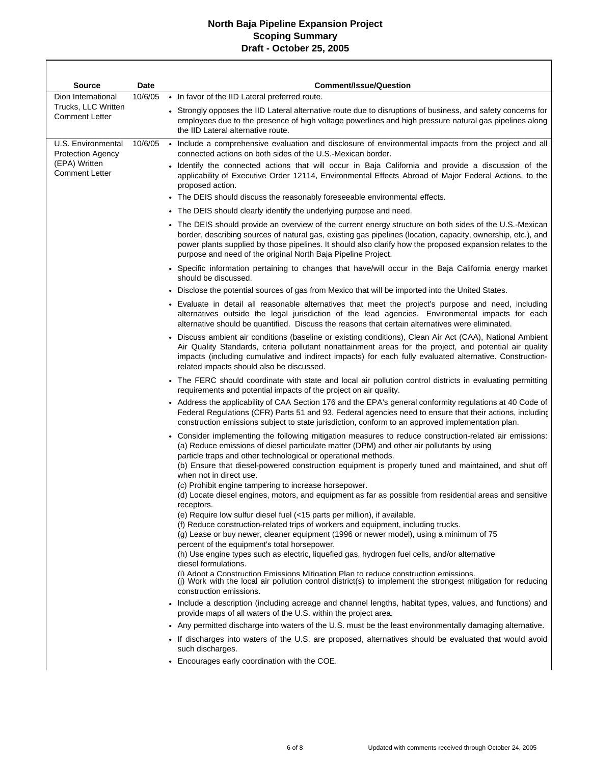# North Baja Pipeline Expansion Project
## Scoping Summary
### Draft - October 25, 2005

| Source | Date | Comment/Issue/Question |
|---|---|---|
| Dion International Trucks, LLC Written Comment Letter | 10/6/05 | • In favor of the IID Lateral preferred route.<br>• Strongly opposes the IID Lateral alternative route due to disruptions of business, and safety concerns for employees due to the presence of high voltage powerlines and high pressure natural gas pipelines along the IID Lateral alternative route. |
| U.S. Environmental Protection Agency (EPA) Written Comment Letter | 10/6/05 | • Include a comprehensive evaluation and disclosure of environmental impacts from the project and all connected actions on both sides of the U.S.-Mexican border.<br>• Identify the connected actions that will occur in Baja California and provide a discussion of the applicability of Executive Order 12114, Environmental Effects Abroad of Major Federal Actions, to the proposed action.<br>• The DEIS should discuss the reasonably foreseeable environmental effects.<br>• The DEIS should clearly identify the underlying purpose and need.<br>• The DEIS should provide an overview of the current energy structure on both sides of the U.S.-Mexican border, describing sources of natural gas, existing gas pipelines (location, capacity, ownership, etc.), and power plants supplied by those pipelines. It should also clarify how the proposed expansion relates to the purpose and need of the original North Baja Pipeline Project.<br>• Specific information pertaining to changes that have/will occur in the Baja California energy market should be discussed.<br>• Disclose the potential sources of gas from Mexico that will be imported into the United States.<br>• Evaluate in detail all reasonable alternatives that meet the project's purpose and need, including alternatives outside the legal jurisdiction of the lead agencies. Environmental impacts for each alternative should be quantified. Discuss the reasons that certain alternatives were eliminated.<br>• Discuss ambient air conditions (baseline or existing conditions), Clean Air Act (CAA), National Ambient Air Quality Standards, criteria pollutant nonattainment areas for the project, and potential air quality impacts (including cumulative and indirect impacts) for each fully evaluated alternative. Construction-related impacts should also be discussed.<br>• The FERC should coordinate with state and local air pollution control districts in evaluating permitting requirements and potential impacts of the project on air quality.<br>• Address the applicability of CAA Section 176 and the EPA's general conformity regulations at 40 Code of Federal Regulations (CFR) Parts 51 and 93. Federal agencies need to ensure that their actions, including construction emissions subject to state jurisdiction, conform to an approved implementation plan.<br>• Consider implementing the following mitigation measures to reduce construction-related air emissions:<br>(a) Reduce emissions of diesel particulate matter (DPM) and other air pollutants by using particle traps and other technological or operational methods.<br>(b) Ensure that diesel-powered construction equipment is properly tuned and maintained, and shut off when not in direct use.<br>(c) Prohibit engine tampering to increase horsepower.<br>(d) Locate diesel engines, motors, and equipment as far as possible from residential areas and sensitive receptors.<br>(e) Require low sulfur diesel fuel (<15 parts per million), if available.<br>(f) Reduce construction-related trips of workers and equipment, including trucks.<br>(g) Lease or buy newer, cleaner equipment (1996 or newer model), using a minimum of 75 percent of the equipment's total horsepower.<br>(h) Use engine types such as electric, liquefied gas, hydrogen fuel cells, and/or alternative diesel formulations.<br>(i) Adopt a Construction Emissions Mitigation Plan to reduce construction emissions.<br>(j) Work with the local air pollution control district(s) to implement the strongest mitigation for reducing construction emissions.<br>• Include a description (including acreage and channel lengths, habitat types, values, and functions) and provide maps of all waters of the U.S. within the project area.<br>• Any permitted discharge into waters of the U.S. must be the least environmentally damaging alternative.<br>• If discharges into waters of the U.S. are proposed, alternatives should be evaluated that would avoid such discharges.<br>• Encourages early coordination with the COE. |

Updated with comments received through October 24, 2005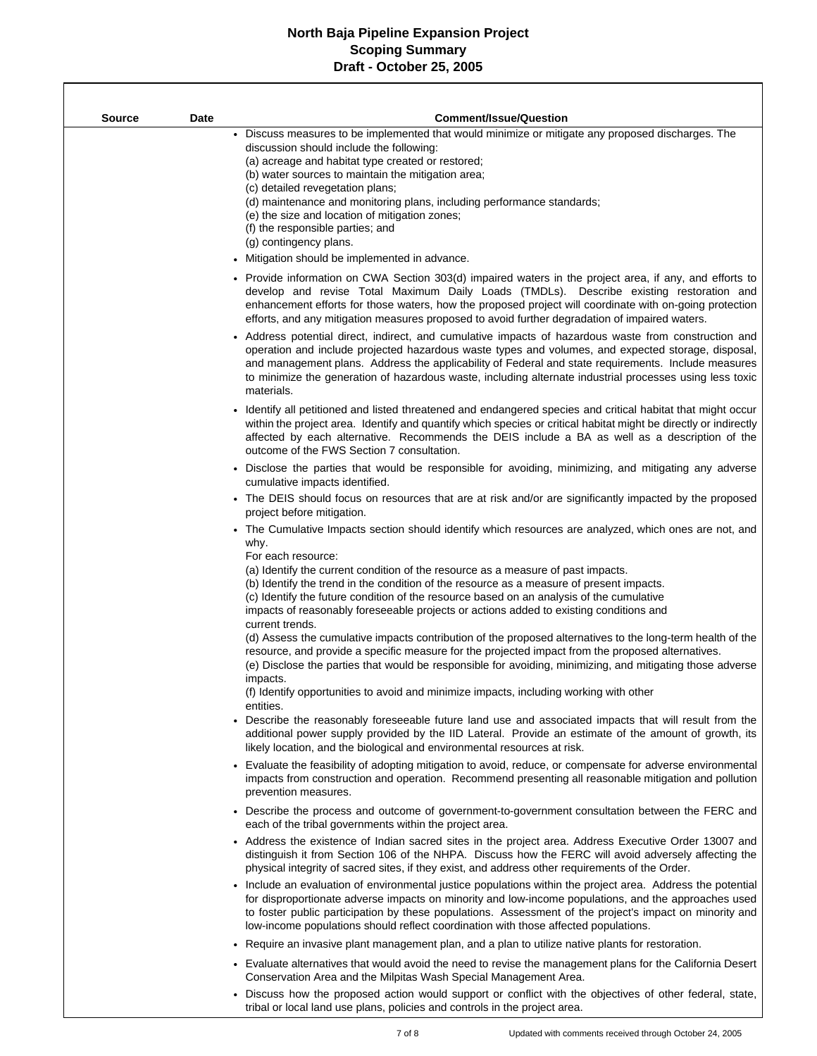# North Baja Pipeline Expansion Project
## Scoping Summary
### Draft - October 25, 2005

| Source | Date | Comment/Issue/Question |
|---|---|---|
| | | • Discuss measures to be implemented that would minimize or mitigate any proposed discharges. The discussion should include the following:<br>(a) acreage and habitat type created or restored;<br>(b) water sources to maintain the mitigation area;<br>(c) detailed revegetation plans;<br>(d) maintenance and monitoring plans, including performance standards;<br>(e) the size and location of mitigation zones;<br>(f) the responsible parties; and<br>(g) contingency plans.<br>• Mitigation should be implemented in advance. |
| | | • Provide information on CWA Section 303(d) impaired waters in the project area, if any, and efforts to develop and revise Total Maximum Daily Loads (TMDLs). Describe existing restoration and enhancement efforts for those waters, how the proposed project will coordinate with on-going protection efforts, and any mitigation measures proposed to avoid further degradation of impaired waters. |
| | | • Address potential direct, indirect, and cumulative impacts of hazardous waste from construction and operation and include projected hazardous waste types and volumes, and expected storage, disposal, and management plans. Address the applicability of Federal and state requirements. Include measures to minimize the generation of hazardous waste, including alternate industrial processes using less toxic materials. |
| | | • Identify all petitioned and listed threatened and endangered species and critical habitat that might occur within the project area. Identify and quantify which species or critical habitat might be directly or indirectly affected by each alternative. Recommends the DEIS include a BA as well as a description of the outcome of the FWS Section 7 consultation. |
| | | • Disclose the parties that would be responsible for avoiding, minimizing, and mitigating any adverse cumulative impacts identified. |
| | | • The DEIS should focus on resources that are at risk and/or are significantly impacted by the proposed project before mitigation. |
| | | • The Cumulative Impacts section should identify which resources are analyzed, which ones are not, and why.<br>For each resource:<br>(a) Identify the current condition of the resource as a measure of past impacts.<br>(b) Identify the trend in the condition of the resource as a measure of present impacts.<br>(c) Identify the future condition of the resource based on an analysis of the cumulative impacts of reasonably foreseeable projects or actions added to existing conditions and current trends.<br>(d) Assess the cumulative impacts contribution of the proposed alternatives to the long-term health of the resource, and provide a specific measure for the projected impact from the proposed alternatives.<br>(e) Disclose the parties that would be responsible for avoiding, minimizing, and mitigating those adverse impacts.<br>(f) Identify opportunities to avoid and minimize impacts, including working with other entities. |
| | | • Describe the reasonably foreseeable future land use and associated impacts that will result from the additional power supply provided by the IID Lateral. Provide an estimate of the amount of growth, its likely location, and the biological and environmental resources at risk. |
| | | • Evaluate the feasibility of adopting mitigation to avoid, reduce, or compensate for adverse environmental impacts from construction and operation. Recommend presenting all reasonable mitigation and pollution prevention measures. |
| | | • Describe the process and outcome of government-to-government consultation between the FERC and each of the tribal governments within the project area. |
| | | • Address the existence of Indian sacred sites in the project area. Address Executive Order 13007 and distinguish it from Section 106 of the NHPA. Discuss how the FERC will avoid adversely affecting the physical integrity of sacred sites, if they exist, and address other requirements of the Order. |
| | | • Include an evaluation of environmental justice populations within the project area. Address the potential for disproportionate adverse impacts on minority and low-income populations, and the approaches used to foster public participation by these populations. Assessment of the project's impact on minority and low-income populations should reflect coordination with those affected populations. |
| | | • Require an invasive plant management plan, and a plan to utilize native plants for restoration. |
| | | • Evaluate alternatives that would avoid the need to revise the management plans for the California Desert Conservation Area and the Milpitas Wash Special Management Area. |
| | | • Discuss how the proposed action would support or conflict with the objectives of other federal, state, tribal or local land use plans, policies and controls in the project area. |

Updated with comments received through October 24, 2005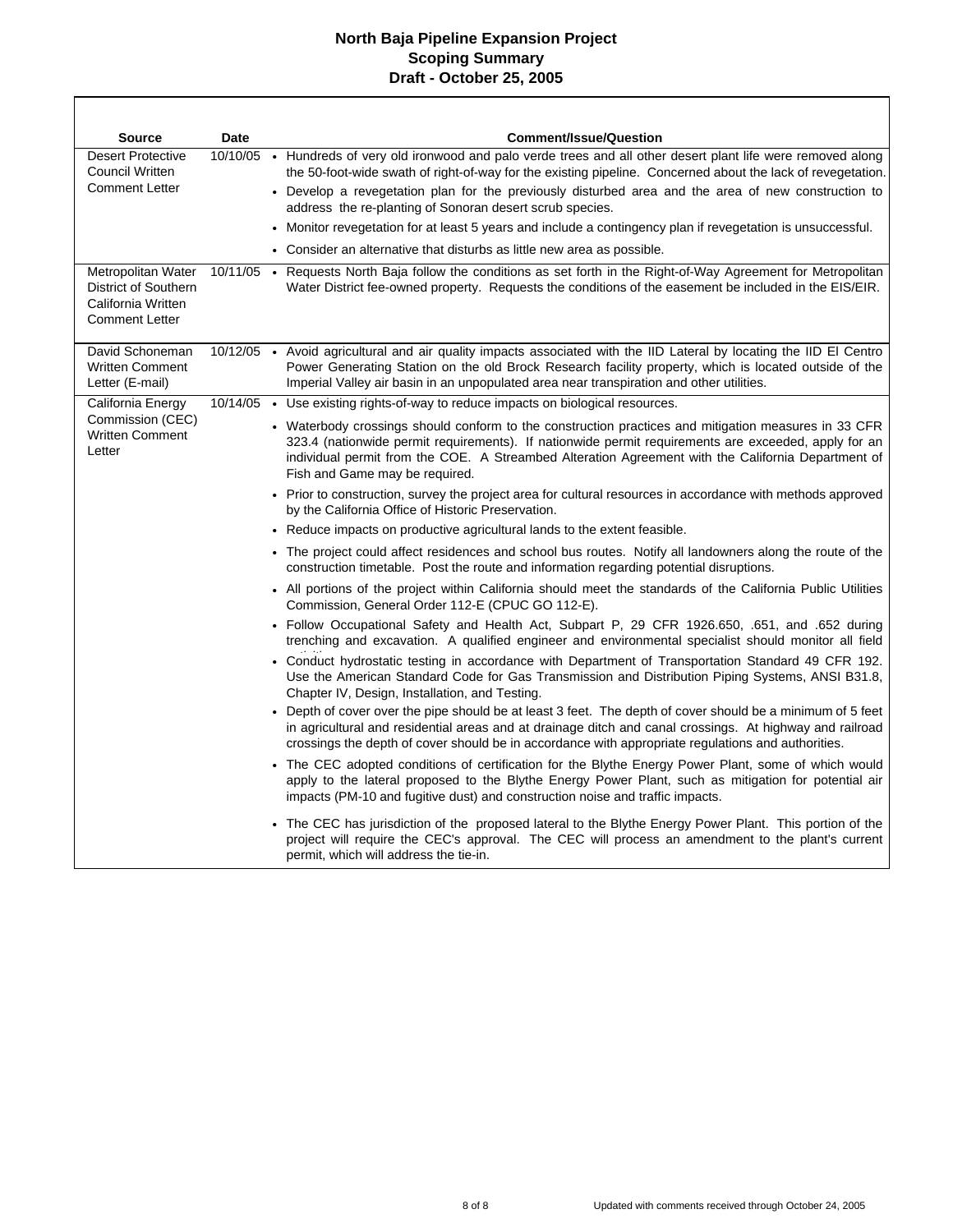# North Baja Pipeline Expansion Project
## Scoping Summary
## Draft - October 25, 2005

| Source | Date | Comment/Issue/Question |
|---|---|---|
| Desert Protective Council Written Comment Letter | 10/10/05 | • Hundreds of very old ironwood and palo verde trees and all other desert plant life were removed along the 50-foot-wide swath of right-of-way for the existing pipeline. Concerned about the lack of revegetation.<br>• Develop a revegetation plan for the previously disturbed area and the area of new construction to address the re-planting of Sonoran desert scrub species.<br>• Monitor revegetation for at least 5 years and include a contingency plan if revegetation is unsuccessful.<br>• Consider an alternative that disturbs as little new area as possible. |
| Metropolitan Water District of Southern California Written Comment Letter | 10/11/05 | • Requests North Baja follow the conditions as set forth in the Right-of-Way Agreement for Metropolitan Water District fee-owned property. Requests the conditions of the easement be included in the EIS/EIR. |
| David Schoneman Written Comment Letter (E-mail) | 10/12/05 | • Avoid agricultural and air quality impacts associated with the IID Lateral by locating the IID El Centro Power Generating Station on the old Brock Research facility property, which is located outside of the Imperial Valley air basin in an unpopulated area near transpiration and other utilities. |
| California Energy Commission (CEC) Written Comment Letter | 10/14/05 | • Use existing rights-of-way to reduce impacts on biological resources.<br>• Waterbody crossings should conform to the construction practices and mitigation measures in 33 CFR 323.4 (nationwide permit requirements). If nationwide permit requirements are exceeded, apply for an individual permit from the COE. A Streambed Alteration Agreement with the California Department of Fish and Game may be required.<br>• Prior to construction, survey the project area for cultural resources in accordance with methods approved by the California Office of Historic Preservation.<br>• Reduce impacts on productive agricultural lands to the extent feasible.<br>• The project could affect residences and school bus routes. Notify all landowners along the route of the construction timetable. Post the route and information regarding potential disruptions.<br>• All portions of the project within California should meet the standards of the California Public Utilities Commission, General Order 112-E (CPUC GO 112-E).<br>• Follow Occupational Safety and Health Act, Subpart P, 29 CFR 1926.650, .651, and .652 during trenching and excavation. A qualified engineer and environmental specialist should monitor all field activities.<br>• Conduct hydrostatic testing in accordance with Department of Transportation Standard 49 CFR 192. Use the American Standard Code for Gas Transmission and Distribution Piping Systems, ANSI B31.8, Chapter IV, Design, Installation, and Testing.<br>• Depth of cover over the pipe should be at least 3 feet. The depth of cover should be a minimum of 5 feet in agricultural and residential areas and at drainage ditch and canal crossings. At highway and railroad crossings the depth of cover should be in accordance with appropriate regulations and authorities.<br>• The CEC adopted conditions of certification for the Blythe Energy Power Plant, some of which would apply to the lateral proposed to the Blythe Energy Power Plant, such as mitigation for potential air impacts (PM-10 and fugitive dust) and construction noise and traffic impacts.<br>• The CEC has jurisdiction of the proposed lateral to the Blythe Energy Power Plant. This portion of the project will require the CEC's approval. The CEC will process an amendment to the plant's current permit, which will address the tie-in. |

Updated with comments received through October 24, 2005